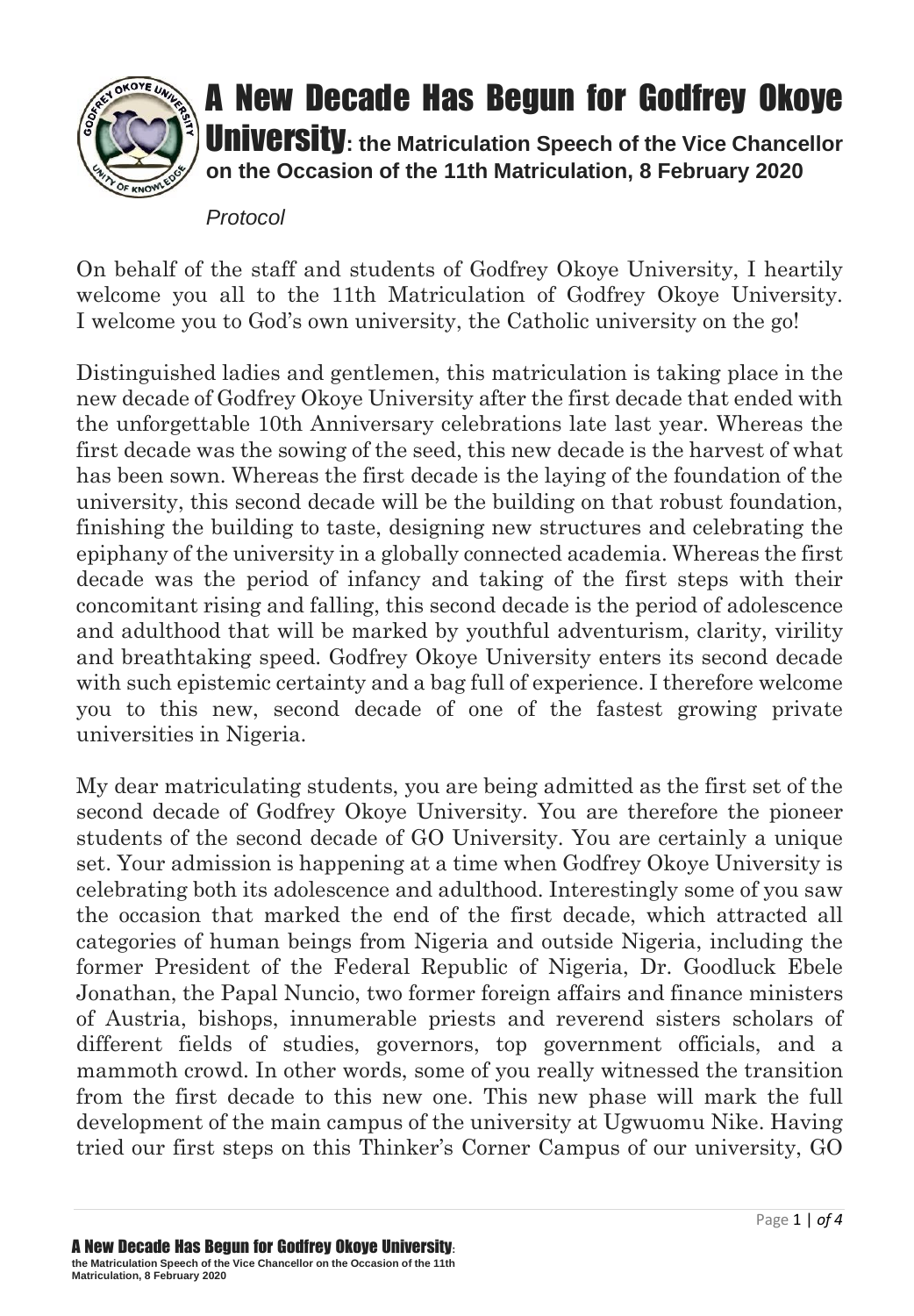# A New Decade Has Begun for Godfrey Okoye University: the Matriculation Speech of the Vice Chancellor on the Occasion of the 11th Matriculation, 8 February 2020

*Protocol*

On behalf of the staff and students of Godfrey Okoye University, I heartily welcome you all to the 11th Matriculation of Godfrey Okoye University. I welcome you to God's own university, the Catholic university on the go!

Distinguished ladies and gentlemen, this matriculation is taking place in the new decade of Godfrey Okoye University after the first decade that ended with the unforgettable 10th Anniversary celebrations late last year. Whereas the first decade was the sowing of the seed, this new decade is the harvest of what has been sown. Whereas the first decade is the laying of the foundation of the university, this second decade will be the building on that robust foundation, finishing the building to taste, designing new structures and celebrating the epiphany of the university in a globally connected academia. Whereas the first decade was the period of infancy and taking of the first steps with their concomitant rising and falling, this second decade is the period of adolescence and adulthood that will be marked by youthful adventurism, clarity, virility and breathtaking speed. Godfrey Okoye University enters its second decade with such epistemic certainty and a bag full of experience. I therefore welcome you to this new, second decade of one of the fastest growing private universities in Nigeria.

My dear matriculating students, you are being admitted as the first set of the second decade of Godfrey Okoye University. You are therefore the pioneer students of the second decade of GO University. You are certainly a unique set. Your admission is happening at a time when Godfrey Okoye University is celebrating both its adolescence and adulthood. Interestingly some of you saw the occasion that marked the end of the first decade, which attracted all categories of human beings from Nigeria and outside Nigeria, including the former President of the Federal Republic of Nigeria, Dr. Goodluck Ebele Jonathan, the Papal Nuncio, two former foreign affairs and finance ministers of Austria, bishops, innumerable priests and reverend sisters scholars of different fields of studies, governors, top government officials, and a mammoth crowd. In other words, some of you really witnessed the transition from the first decade to this new one. This new phase will mark the full development of the main campus of the university at Ugwuomu Nike. Having tried our first steps on this Thinker's Corner Campus of our university, GO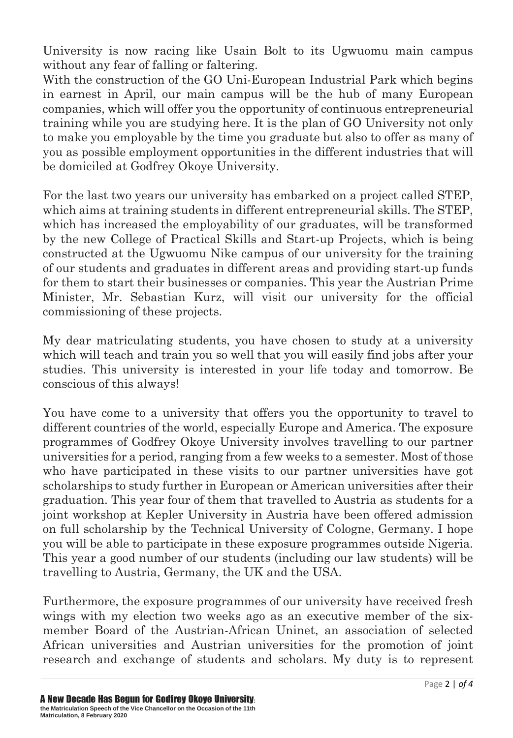University is now racing like Usain Bolt to its Ugwuomu main campus without any fear of falling or faltering.

With the construction of the GO Uni-European Industrial Park which begins in earnest in April, our main campus will be the hub of many European companies, which will offer you the opportunity of continuous entrepreneurial training while you are studying here. It is the plan of GO University not only to make you employable by the time you graduate but also to offer as many of you as possible employment opportunities in the different industries that will be domiciled at Godfrey Okoye University.

For the last two years our university has embarked on a project called STEP, which aims at training students in different entrepreneurial skills. The STEP, which has increased the employability of our graduates, will be transformed by the new College of Practical Skills and Start-up Projects, which is being constructed at the Ugwuomu Nike campus of our university for the training of our students and graduates in different areas and providing start-up funds for them to start their businesses or companies. This year the Austrian Prime Minister, Mr. Sebastian Kurz, will visit our university for the official commissioning of these projects.

My dear matriculating students, you have chosen to study at a university which will teach and train you so well that you will easily find jobs after your studies. This university is interested in your life today and tomorrow. Be conscious of this always!

You have come to a university that offers you the opportunity to travel to different countries of the world, especially Europe and America. The exposure programmes of Godfrey Okoye University involves travelling to our partner universities for a period, ranging from a few weeks to a semester. Most of those who have participated in these visits to our partner universities have got scholarships to study further in European or American universities after their graduation. This year four of them that travelled to Austria as students for a joint workshop at Kepler University in Austria have been offered admission on full scholarship by the Technical University of Cologne, Germany. I hope you will be able to participate in these exposure programmes outside Nigeria. This year a good number of our students (including our law students) will be travelling to Austria, Germany, the UK and the USA.

Furthermore, the exposure programmes of our university have received fresh wings with my election two weeks ago as an executive member of the six-member Board of the Austrian-African Uninet, an association of selected African universities and Austrian universities for the promotion of joint research and exchange of students and scholars. My duty is to represent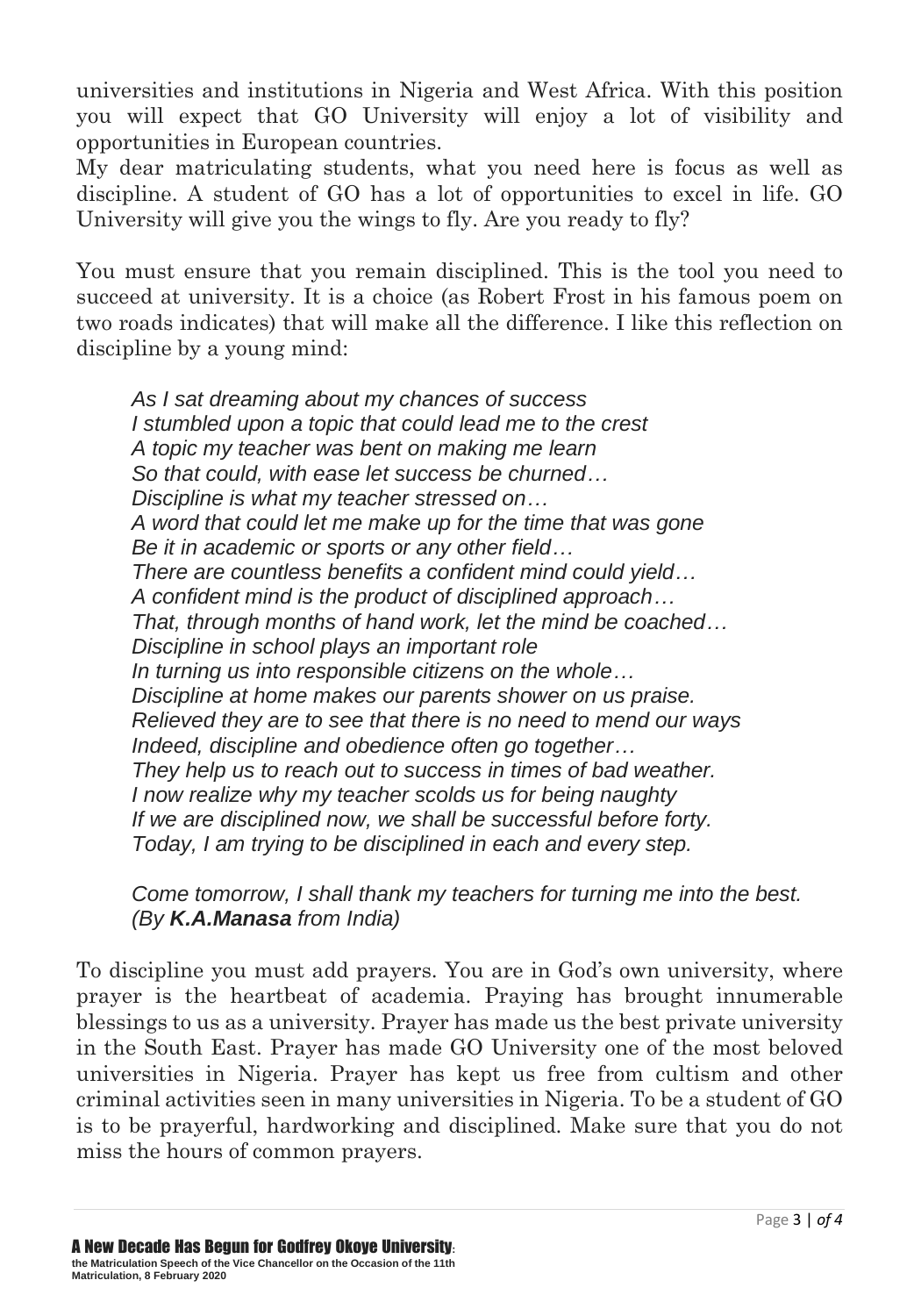universities and institutions in Nigeria and West Africa. With this position you will expect that GO University will enjoy a lot of visibility and opportunities in European countries.

My dear matriculating students, what you need here is focus as well as discipline. A student of GO has a lot of opportunities to excel in life. GO University will give you the wings to fly. Are you ready to fly?

You must ensure that you remain disciplined. This is the tool you need to succeed at university. It is a choice (as Robert Frost in his famous poem on two roads indicates) that will make all the difference. I like this reflection on discipline by a young mind:

*As I sat dreaming about my chances of success*
*I stumbled upon a topic that could lead me to the crest*
*A topic my teacher was bent on making me learn*
*So that could, with ease let success be churned…*
*Discipline is what my teacher stressed on…*
*A word that could let me make up for the time that was gone*
*Be it in academic or sports or any other field…*
*There are countless benefits a confident mind could yield…*
*A confident mind is the product of disciplined approach…*
*That, through months of hand work, let the mind be coached…*
*Discipline in school plays an important role*
*In turning us into responsible citizens on the whole…*
*Discipline at home makes our parents shower on us praise.*
*Relieved they are to see that there is no need to mend our ways*
*Indeed, discipline and obedience often go together…*
*They help us to reach out to success in times of bad weather.*
*I now realize why my teacher scolds us for being naughty*
*If we are disciplined now, we shall be successful before forty.*
*Today, I am trying to be disciplined in each and every step.*

*Come tomorrow, I shall thank my teachers for turning me into the best.*
*(By **K.A.Manasa** from India)*

To discipline you must add prayers. You are in God's own university, where prayer is the heartbeat of academia. Praying has brought innumerable blessings to us as a university. Prayer has made us the best private university in the South East. Prayer has made GO University one of the most beloved universities in Nigeria. Prayer has kept us free from cultism and other criminal activities seen in many universities in Nigeria. To be a student of GO is to be prayerful, hardworking and disciplined. Make sure that you do not miss the hours of common prayers.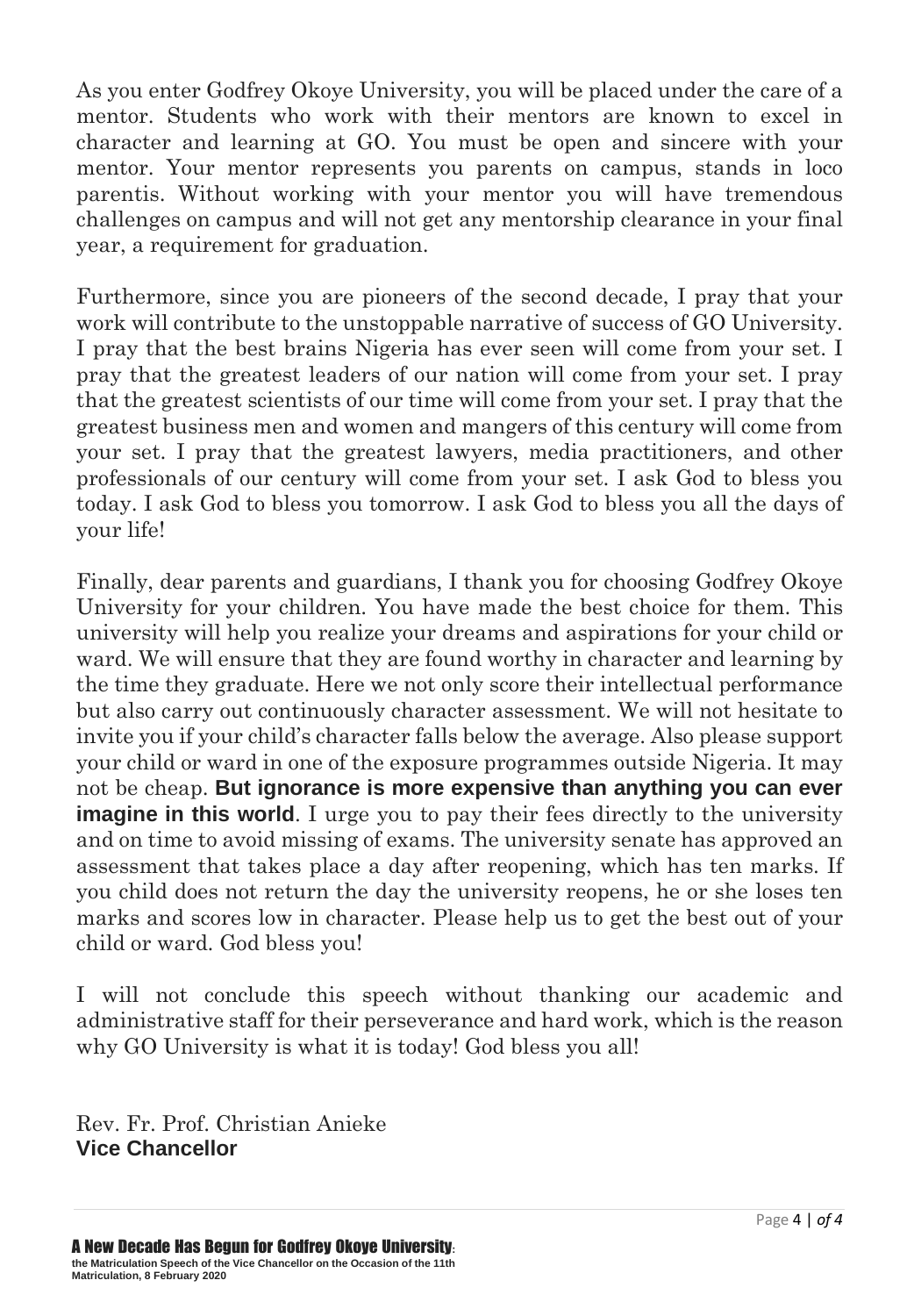As you enter Godfrey Okoye University, you will be placed under the care of a mentor. Students who work with their mentors are known to excel in character and learning at GO. You must be open and sincere with your mentor. Your mentor represents you parents on campus, stands in loco parentis. Without working with your mentor you will have tremendous challenges on campus and will not get any mentorship clearance in your final year, a requirement for graduation.

Furthermore, since you are pioneers of the second decade, I pray that your work will contribute to the unstoppable narrative of success of GO University. I pray that the best brains Nigeria has ever seen will come from your set. I pray that the greatest leaders of our nation will come from your set. I pray that the greatest scientists of our time will come from your set. I pray that the greatest business men and women and mangers of this century will come from your set. I pray that the greatest lawyers, media practitioners, and other professionals of our century will come from your set. I ask God to bless you today. I ask God to bless you tomorrow. I ask God to bless you all the days of your life!

Finally, dear parents and guardians, I thank you for choosing Godfrey Okoye University for your children. You have made the best choice for them. This university will help you realize your dreams and aspirations for your child or ward. We will ensure that they are found worthy in character and learning by the time they graduate. Here we not only score their intellectual performance but also carry out continuously character assessment. We will not hesitate to invite you if your child's character falls below the average. Also please support your child or ward in one of the exposure programmes outside Nigeria. It may not be cheap. **But ignorance is more expensive than anything you can ever imagine in this world**. I urge you to pay their fees directly to the university and on time to avoid missing of exams. The university senate has approved an assessment that takes place a day after reopening, which has ten marks. If you child does not return the day the university reopens, he or she loses ten marks and scores low in character. Please help us to get the best out of your child or ward. God bless you!

I will not conclude this speech without thanking our academic and administrative staff for their perseverance and hard work, which is the reason why GO University is what it is today! God bless you all!

Rev. Fr. Prof. Christian Anieke
**Vice Chancellor**